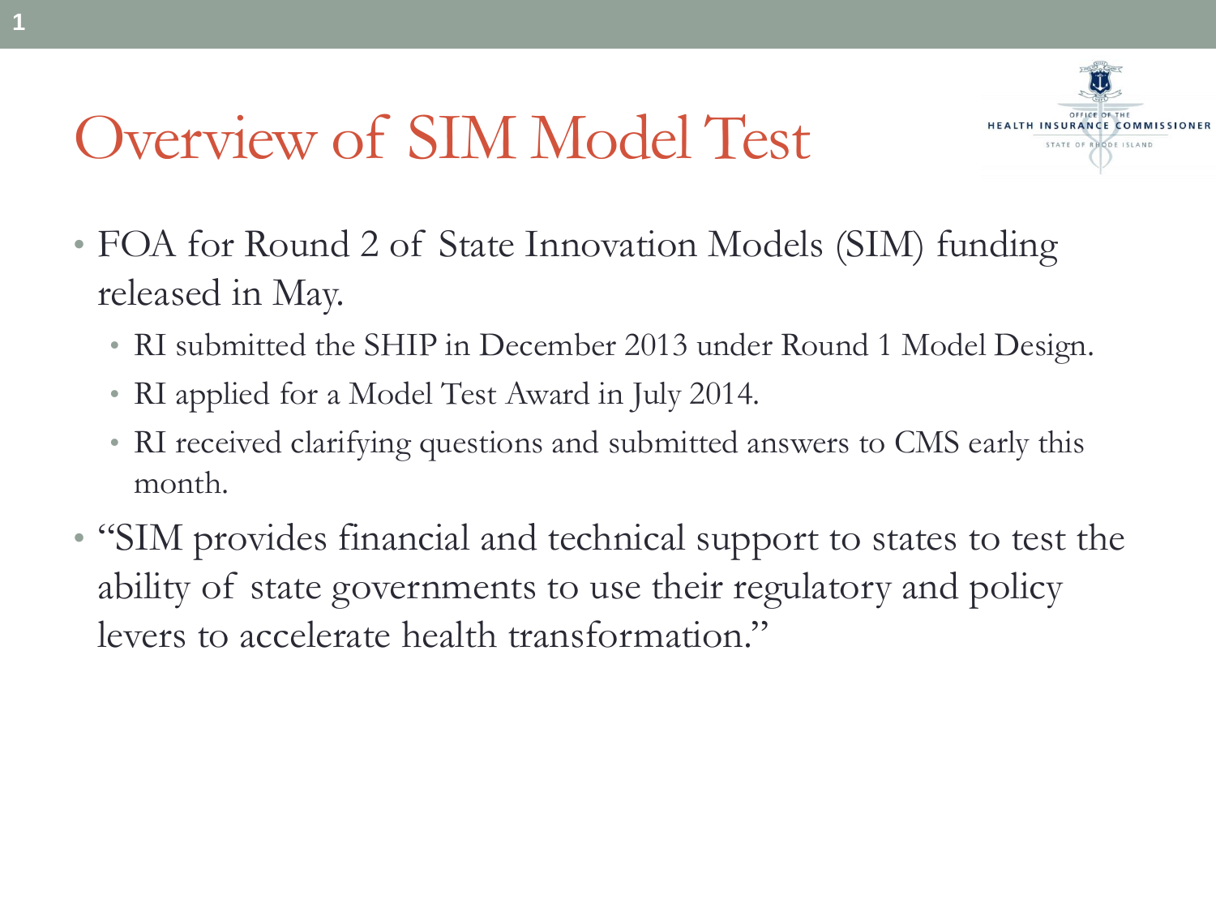# Overview of SIM Model Test

- FOA for Round 2 of State Innovation Models (SIM) funding released in May.
  - RI submitted the SHIP in December 2013 under Round 1 Model Design.
  - RI applied for a Model Test Award in July 2014.
  - RI received clarifying questions and submitted answers to CMS early this month.
- "SIM provides financial and technical support to states to test the ability of state governments to use their regulatory and policy levers to accelerate health transformation."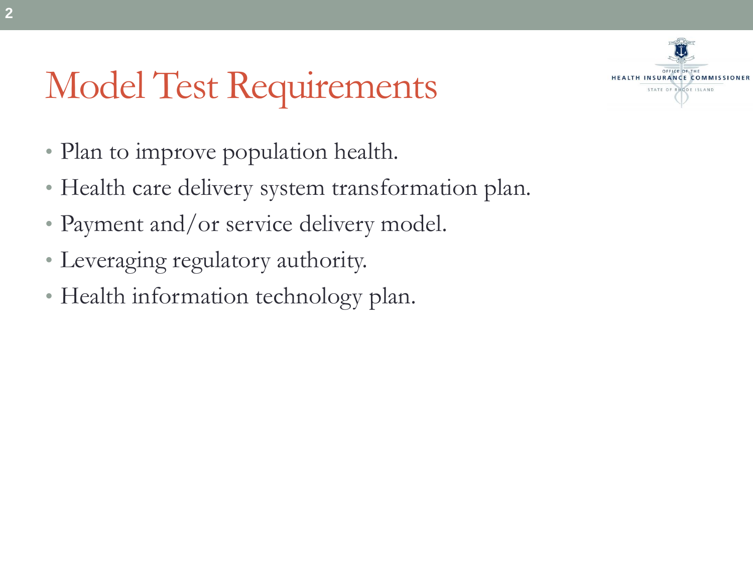# Model Test Requirements

- Plan to improve population health.
- Health care delivery system transformation plan.
- Payment and/or service delivery model.
- Leveraging regulatory authority.
- Health information technology plan.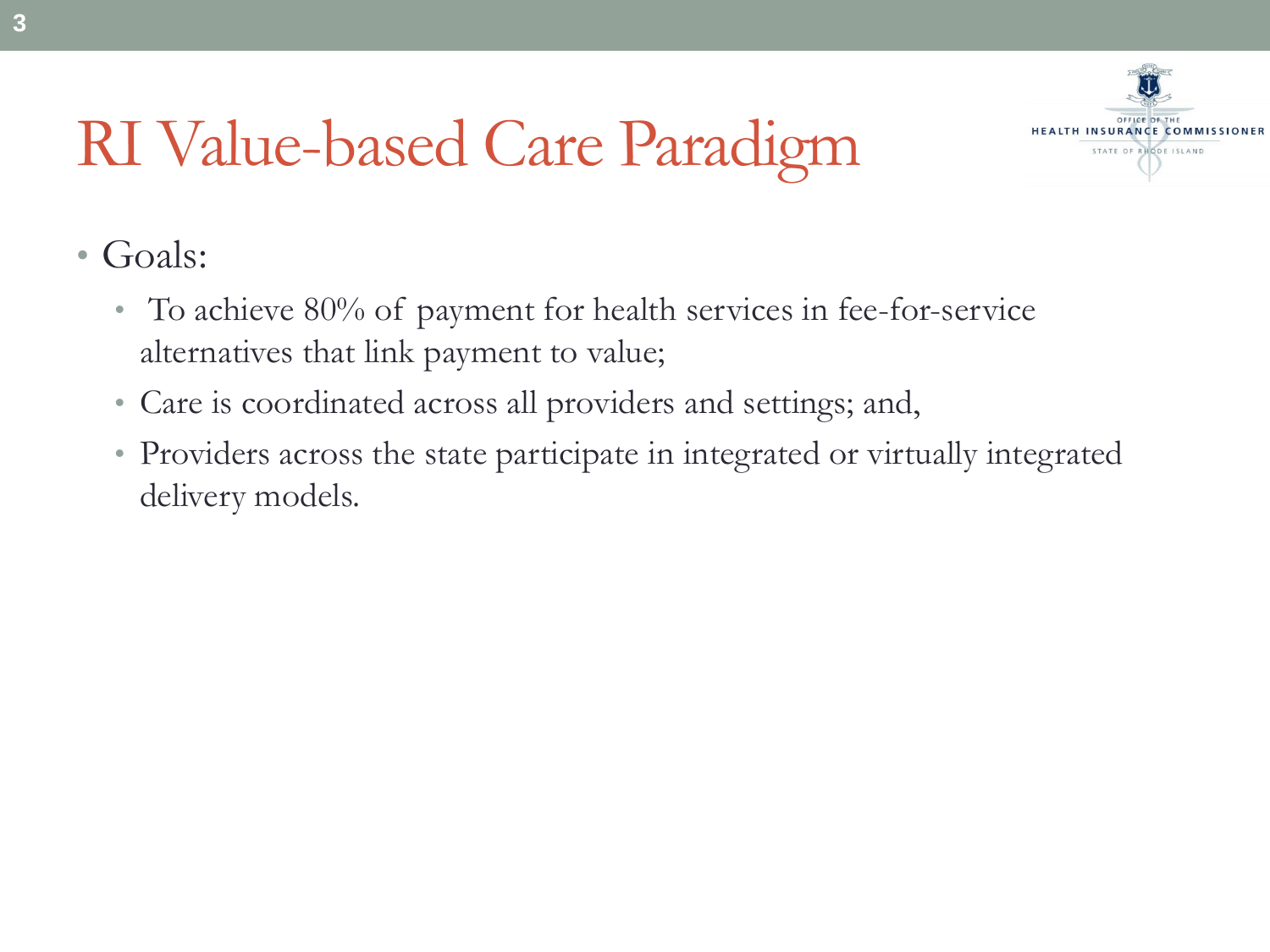# RI Value-based Care Paradigm

- Goals:
  - To achieve 80% of payment for health services in fee-for-service alternatives that link payment to value;
  - Care is coordinated across all providers and settings; and,
  - Providers across the state participate in integrated or virtually integrated delivery models.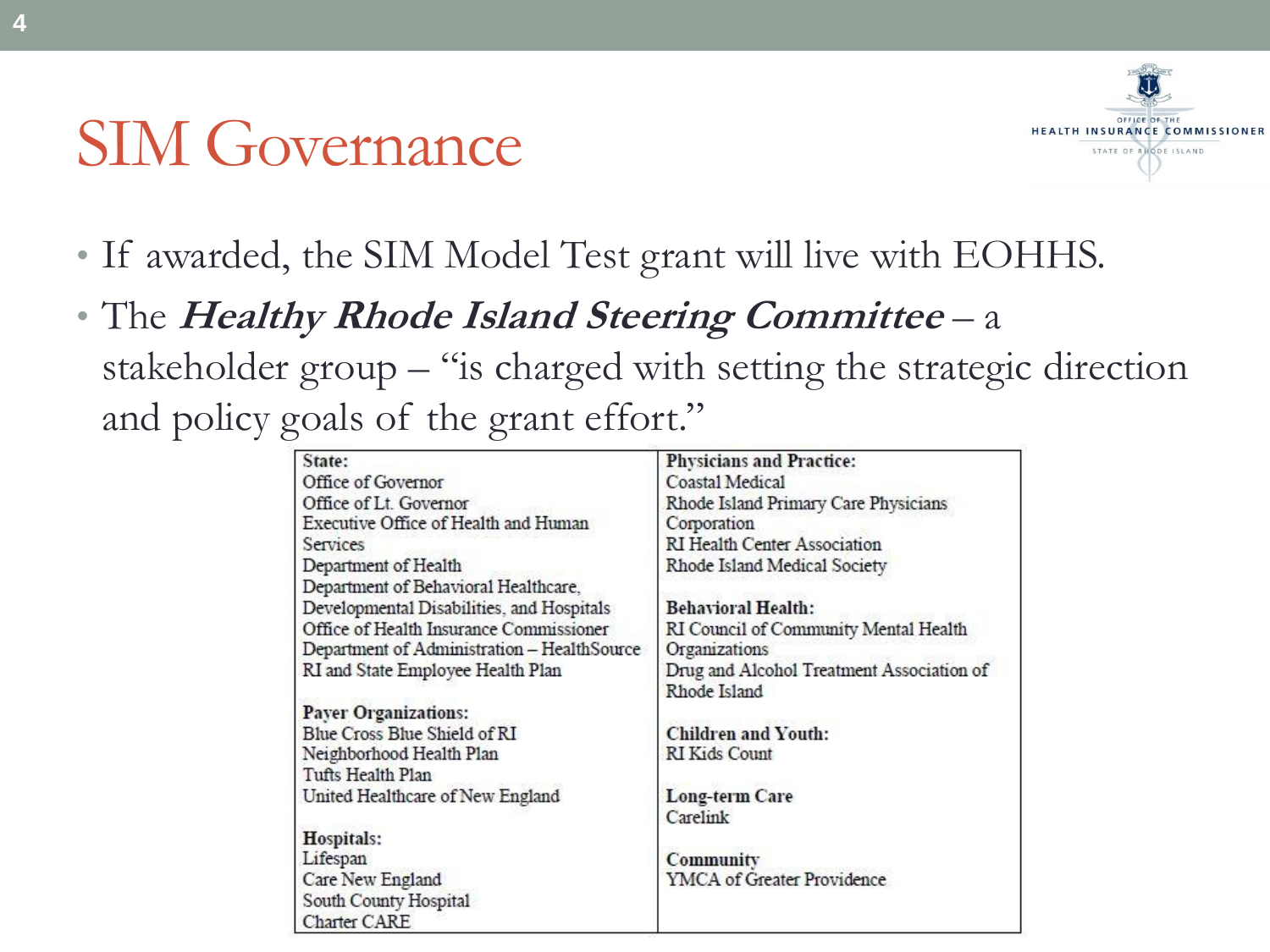# SIM Governance

- If awarded, the SIM Model Test grant will live with EOHHS.
- The ***Healthy Rhode Island Steering Committee*** – a stakeholder group – "is charged with setting the strategic direction and policy goals of the grant effort."

| | |
|---|---|
| **State:**<br>Office of Governor<br>Office of Lt. Governor<br>Executive Office of Health and Human Services<br>Department of Health<br>Department of Behavioral Healthcare, Developmental Disabilities, and Hospitals<br>Office of Health Insurance Commissioner<br>Department of Administration – HealthSource<br>RI and State Employee Health Plan | **Physicians and Practice:**<br>Coastal Medical<br>Rhode Island Primary Care Physicians Corporation<br>RI Health Center Association<br>Rhode Island Medical Society |
| **Payer Organizations:**<br>Blue Cross Blue Shield of RI<br>Neighborhood Health Plan<br>Tufts Health Plan<br>United Healthcare of New England | **Behavioral Health:**<br>RI Council of Community Mental Health Organizations<br>Drug and Alcohol Treatment Association of Rhode Island |
| **Hospitals:**<br>Lifespan<br>Care New England<br>South County Hospital<br>Charter CARE | **Children and Youth:**<br>RI Kids Count<br><br>**Long-term Care**<br>Carelink<br><br>**Community**<br>YMCA of Greater Providence |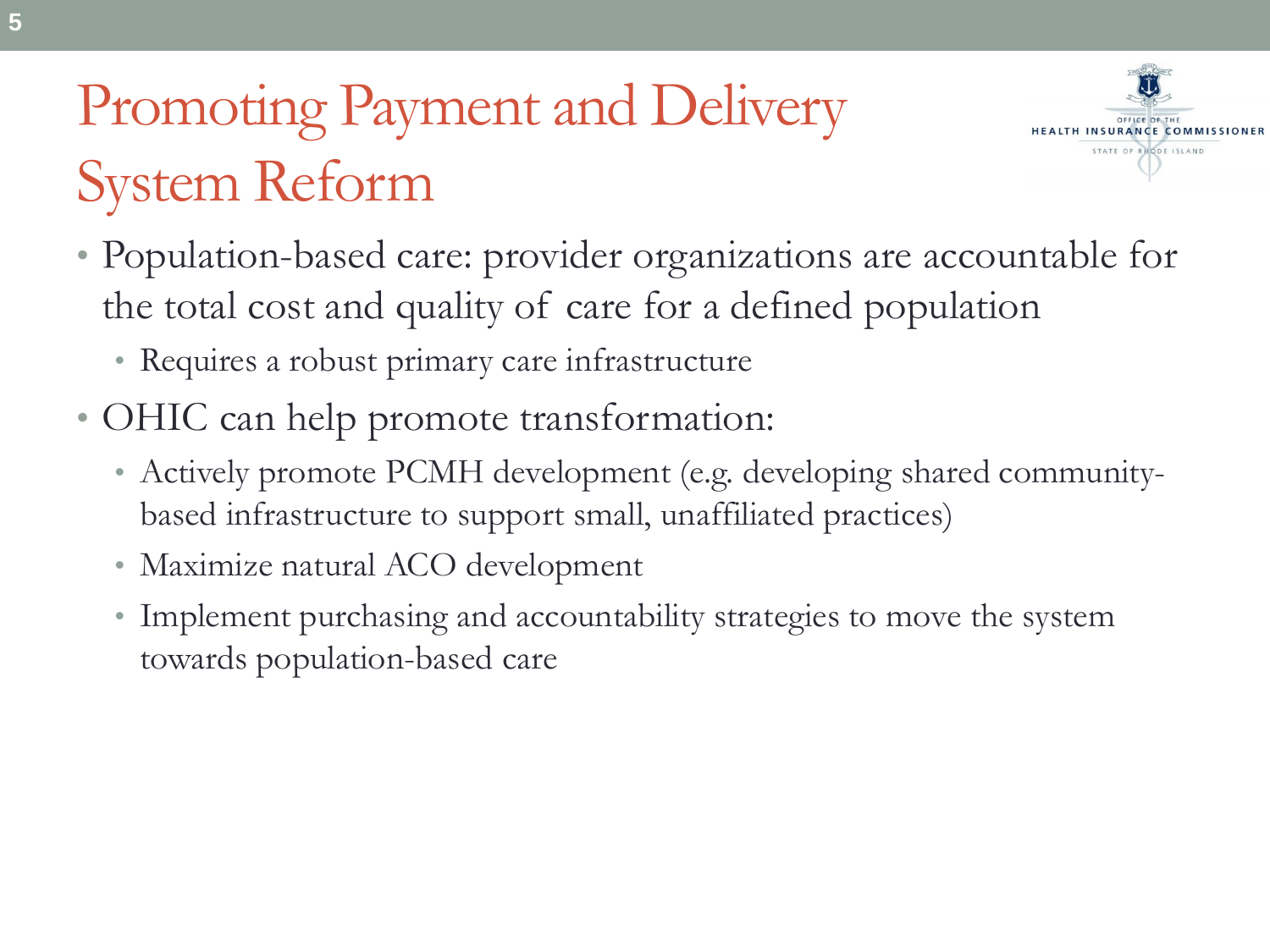# Promoting Payment and Delivery System Reform

- Population-based care: provider organizations are accountable for the total cost and quality of care for a defined population
  - Requires a robust primary care infrastructure
- OHIC can help promote transformation:
  - Actively promote PCMH development (e.g. developing shared community-based infrastructure to support small, unaffiliated practices)
  - Maximize natural ACO development
  - Implement purchasing and accountability strategies to move the system towards population-based care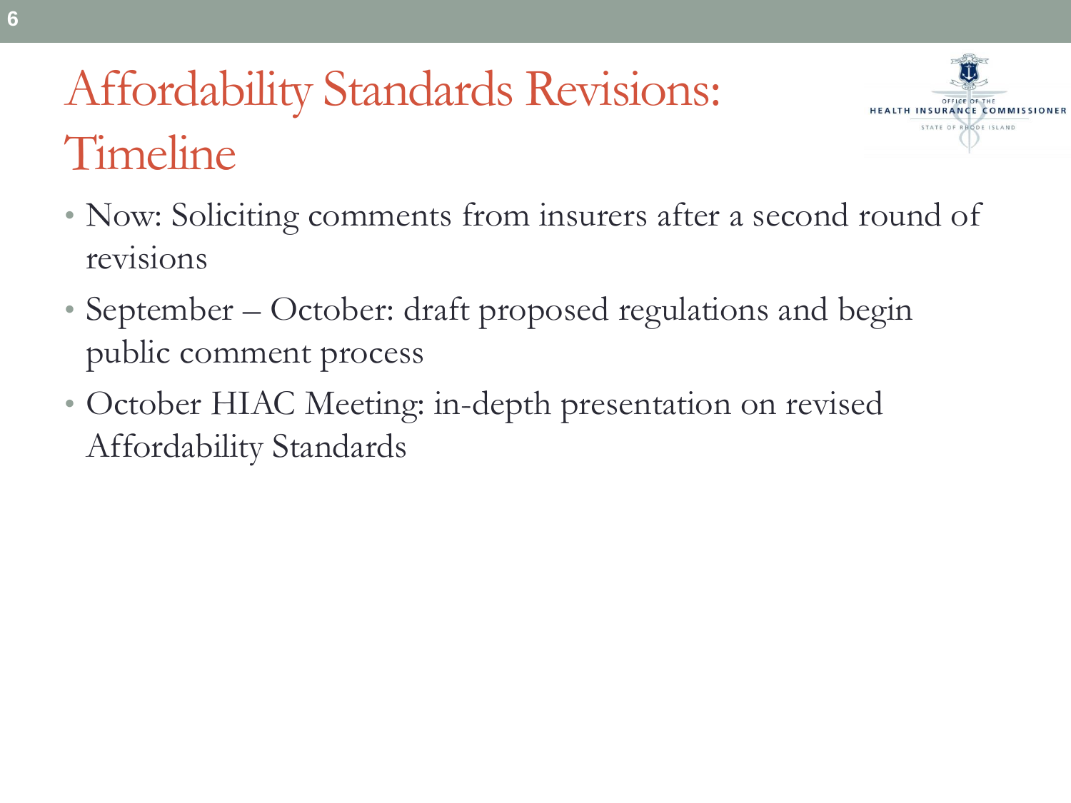# Affordability Standards Revisions: Timeline

- Now: Soliciting comments from insurers after a second round of revisions
- September – October: draft proposed regulations and begin public comment process
- October HIAC Meeting: in-depth presentation on revised Affordability Standards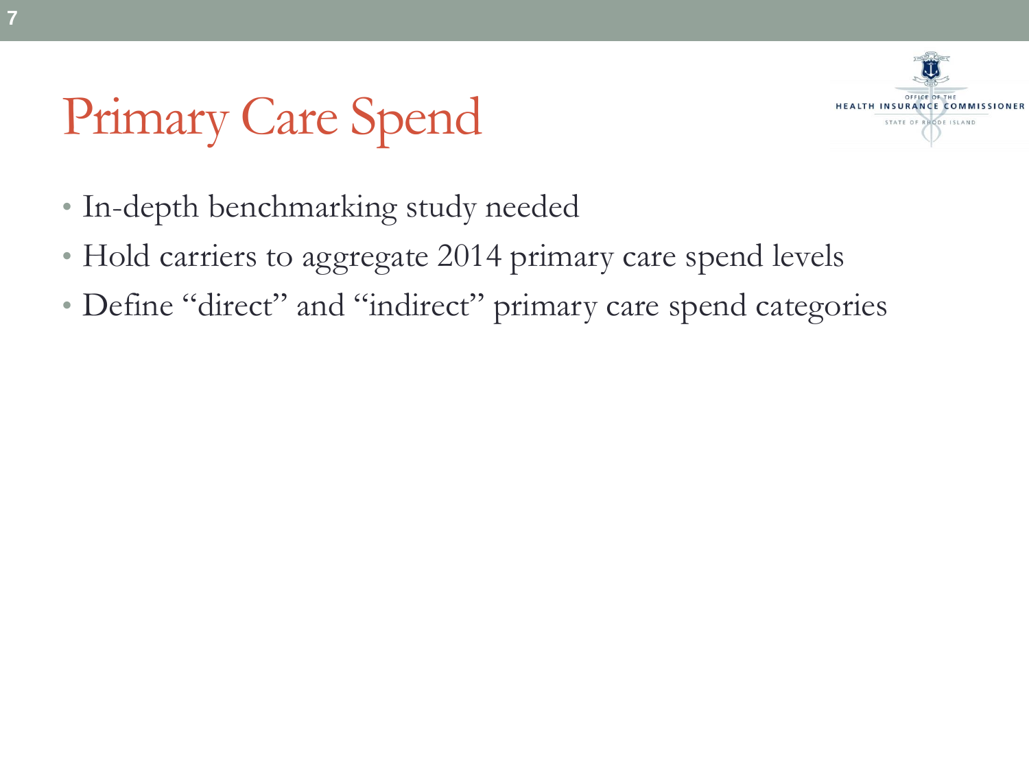# Primary Care Spend

- In-depth benchmarking study needed
- Hold carriers to aggregate 2014 primary care spend levels
- Define "direct" and "indirect" primary care spend categories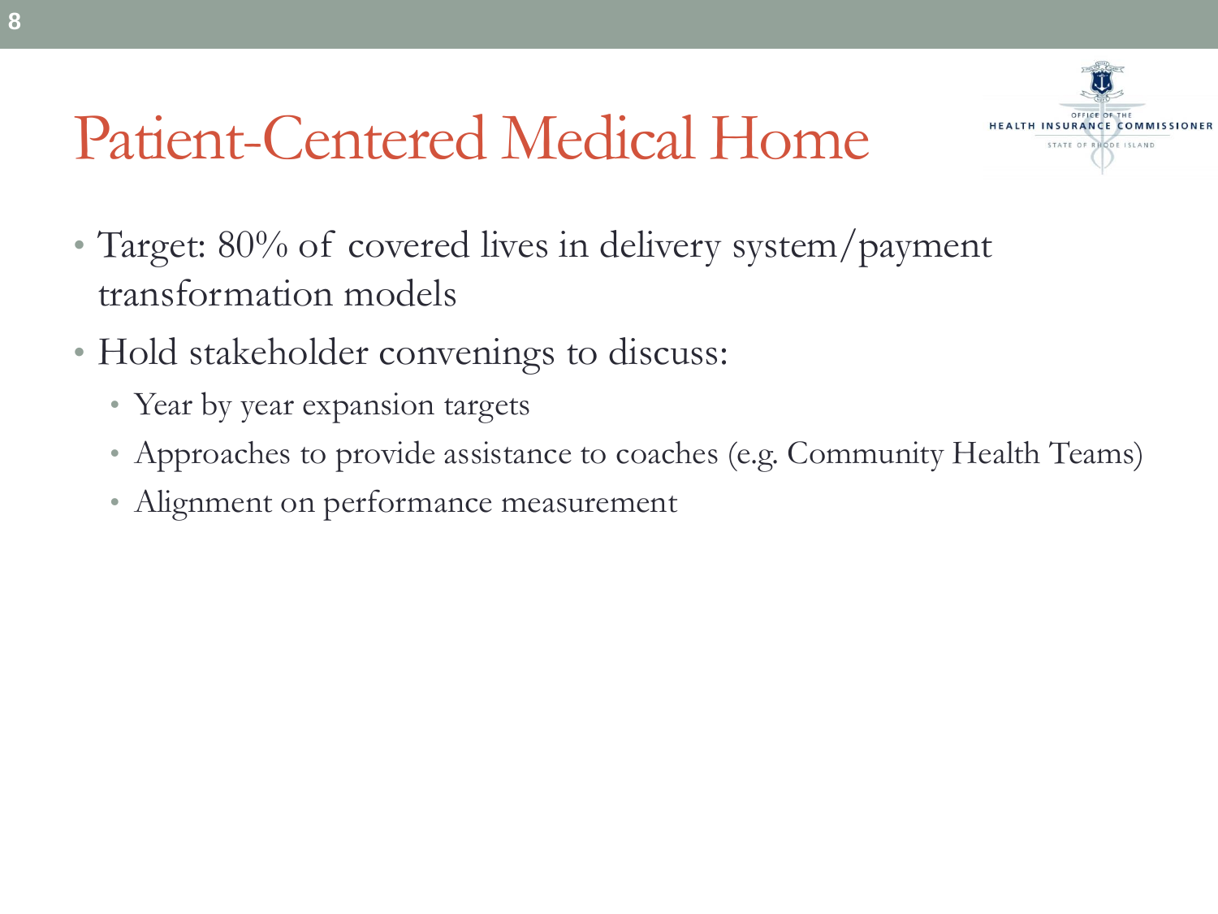# Patient-Centered Medical Home

- Target: 80% of covered lives in delivery system/payment transformation models
- Hold stakeholder convenings to discuss:
  - Year by year expansion targets
  - Approaches to provide assistance to coaches (e.g. Community Health Teams)
  - Alignment on performance measurement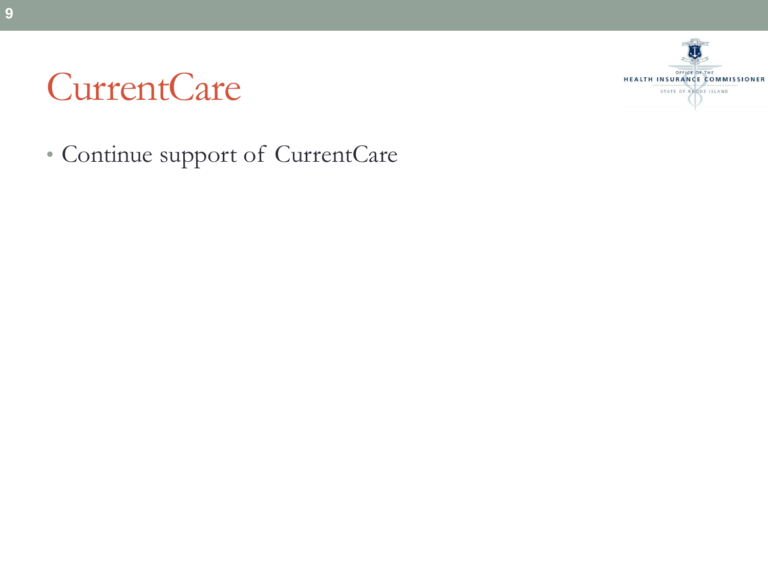# CurrentCare

- Continue support of CurrentCare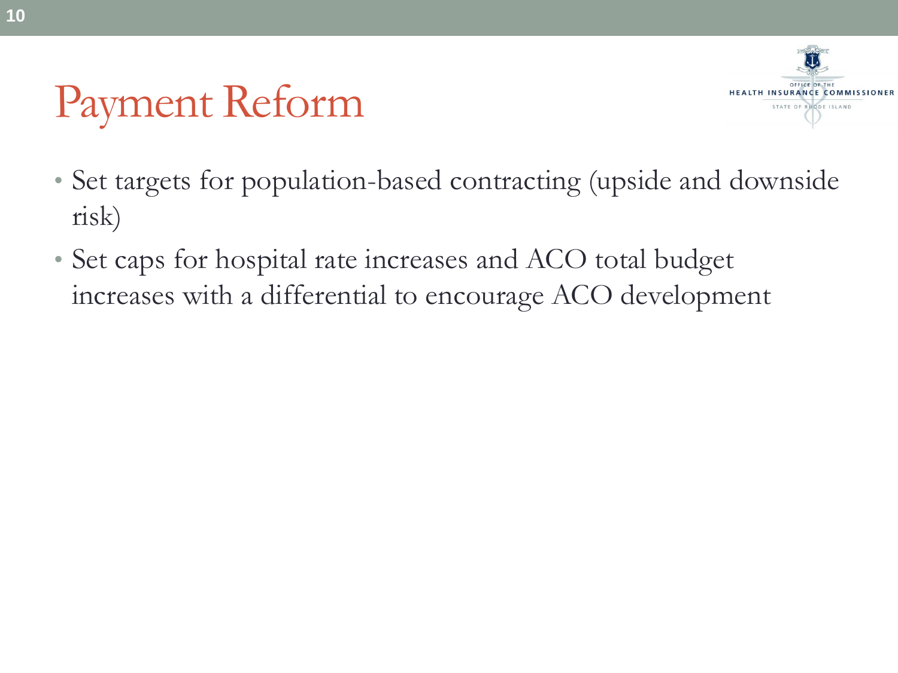# Payment Reform

- Set targets for population-based contracting (upside and downside risk)
- Set caps for hospital rate increases and ACO total budget increases with a differential to encourage ACO development